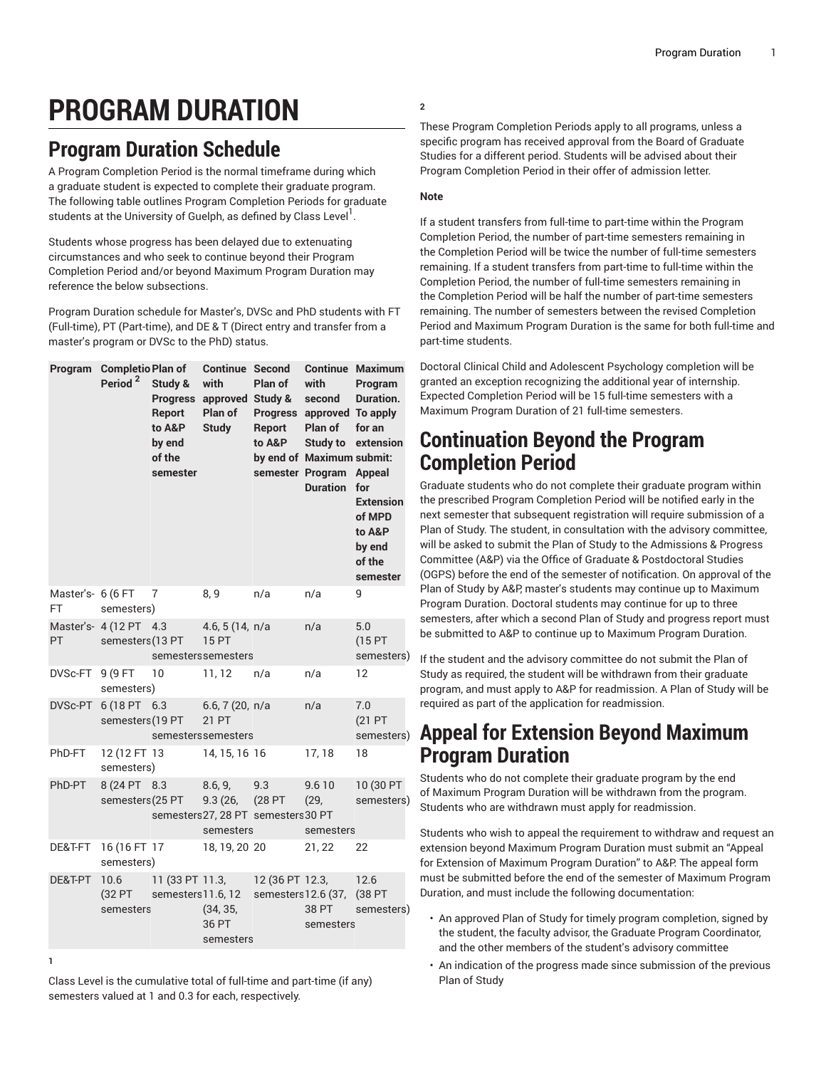# PROGRAM DURATION

## Program Duration Schedule

A Program Completion Period is the normal timeframe during which a graduate student is expected to complete their graduate program. The following table outlines Program Completion Periods for graduate students at the University of Guelph, as defined by Class Level[1].

Students whose progress has been delayed due to extenuating circumstances and who seek to continue beyond their Program Completion Period and/or beyond Maximum Program Duration may reference the below subsections.

Program Duration schedule for Master's, DVSc and PhD students with FT (Full-time), PT (Part-time), and DE & T (Direct entry and transfer from a master's program or DVSc to the PhD) status.

| Program | Completion Period [2] | Plan of Study & Progress Report to A&P by end of the semester | Continue with approved Plan of Study | Second Plan of Study & Progress Report to A&P by end of semester | Continue with second approved Plan of Study to Maximum Program Duration | Maximum Program Duration. To apply for an extension submit: Appeal for Extension of MPD to A&P by end of the semester |
|---|---|---|---|---|---|---|
| Master's-FT | 6 (6 FT semesters) | 7 | 8, 9 | n/a | n/a | 9 |
| Master's-PT | 4 (12 PT semesters) | 4.3 (13 PT semesters) | 4.6, 5 (14, 15 PT semesters) | n/a | n/a | 5.0 (15 PT semesters) |
| DVSc-FT | 9 (9 FT semesters) | 10 | 11, 12 | n/a | n/a | 12 |
| DVSc-PT | 6 (18 PT semesters) | 6.3 (19 PT semesters) | 6.6, 7 (20, 21 PT semesters) | n/a | n/a | 7.0 (21 PT semesters) |
| PhD-FT | 12 (12 FT semesters) | 13 | 14, 15, 16 | 16 | 17, 18 | 18 |
| PhD-PT | 8 (24 PT semesters) | 8.3 (25 PT semesters) | 8.6, 9, 9.3 (26, 27, 28 PT semesters) | 9.3 (28 PT semesters) | 9.6 10 (29, 30 PT semesters) | 10 (30 PT semesters) |
| DE&T-FT | 16 (16 FT semesters) | 17 | 18, 19, 20 | 20 | 21, 22 | 22 |
| DE&T-PT | 10.6 (32 PT semesters) | 11 (33 PT semesters) | 11.3, 11.6, 12 (34, 35, 36 PT semesters) | 12 (36 PT semesters) | 12.3, 12.6 (37, 38 PT semesters) | 12.6 (38 PT semesters) |

**1**

Class Level is the cumulative total of full-time and part-time (if any) semesters valued at 1 and 0.3 for each, respectively.

**2**

These Program Completion Periods apply to all programs, unless a specific program has received approval from the Board of Graduate Studies for a different period. Students will be advised about their Program Completion Period in their offer of admission letter.

**Note**

If a student transfers from full-time to part-time within the Program Completion Period, the number of part-time semesters remaining in the Completion Period will be twice the number of full-time semesters remaining. If a student transfers from part-time to full-time within the Completion Period, the number of full-time semesters remaining in the Completion Period will be half the number of part-time semesters remaining. The number of semesters between the revised Completion Period and Maximum Program Duration is the same for both full-time and part-time students.

Doctoral Clinical Child and Adolescent Psychology completion will be granted an exception recognizing the additional year of internship. Expected Completion Period will be 15 full-time semesters with a Maximum Program Duration of 21 full-time semesters.

## Continuation Beyond the Program Completion Period

Graduate students who do not complete their graduate program within the prescribed Program Completion Period will be notified early in the next semester that subsequent registration will require submission of a Plan of Study. The student, in consultation with the advisory committee, will be asked to submit the Plan of Study to the Admissions & Progress Committee (A&P) via the Office of Graduate & Postdoctoral Studies (OGPS) before the end of the semester of notification. On approval of the Plan of Study by A&P, master's students may continue up to Maximum Program Duration. Doctoral students may continue for up to three semesters, after which a second Plan of Study and progress report must be submitted to A&P to continue up to Maximum Program Duration.

If the student and the advisory committee do not submit the Plan of Study as required, the student will be withdrawn from their graduate program, and must apply to A&P for readmission. A Plan of Study will be required as part of the application for readmission.

## Appeal for Extension Beyond Maximum Program Duration

Students who do not complete their graduate program by the end of Maximum Program Duration will be withdrawn from the program. Students who are withdrawn must apply for readmission.

Students who wish to appeal the requirement to withdraw and request an extension beyond Maximum Program Duration must submit an "Appeal for Extension of Maximum Program Duration" to A&P. The appeal form must be submitted before the end of the semester of Maximum Program Duration, and must include the following documentation:

- An approved Plan of Study for timely program completion, signed by the student, the faculty advisor, the Graduate Program Coordinator, and the other members of the student's advisory committee
- An indication of the progress made since submission of the previous Plan of Study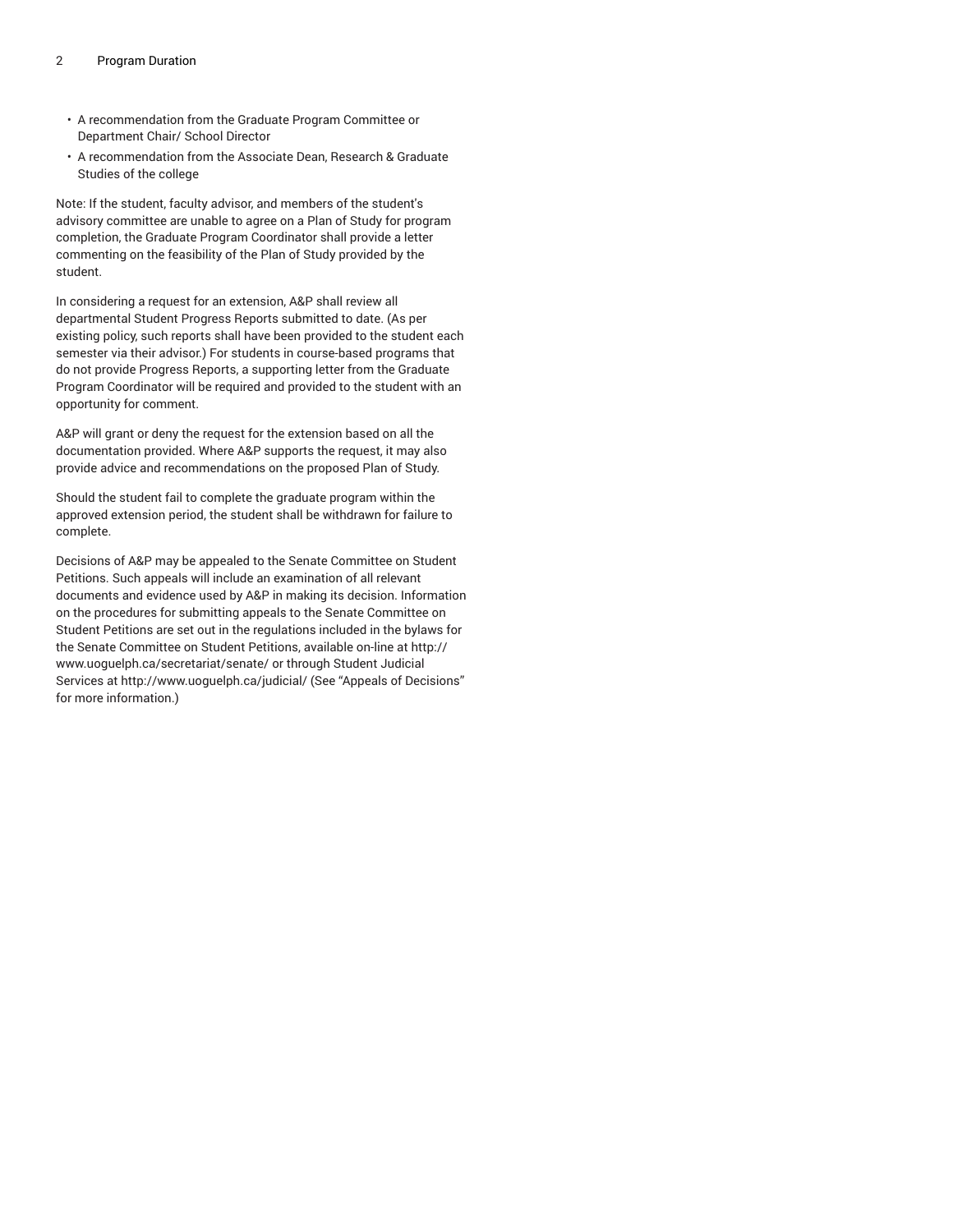- A recommendation from the Graduate Program Committee or Department Chair/ School Director
- A recommendation from the Associate Dean, Research & Graduate Studies of the college

Note: If the student, faculty advisor, and members of the student's advisory committee are unable to agree on a Plan of Study for program completion, the Graduate Program Coordinator shall provide a letter commenting on the feasibility of the Plan of Study provided by the student.

In considering a request for an extension, A&P shall review all departmental Student Progress Reports submitted to date. (As per existing policy, such reports shall have been provided to the student each semester via their advisor.) For students in course-based programs that do not provide Progress Reports, a supporting letter from the Graduate Program Coordinator will be required and provided to the student with an opportunity for comment.

A&P will grant or deny the request for the extension based on all the documentation provided. Where A&P supports the request, it may also provide advice and recommendations on the proposed Plan of Study.

Should the student fail to complete the graduate program within the approved extension period, the student shall be withdrawn for failure to complete.

Decisions of A&P may be appealed to the Senate Committee on Student Petitions. Such appeals will include an examination of all relevant documents and evidence used by A&P in making its decision. Information on the procedures for submitting appeals to the Senate Committee on Student Petitions are set out in the regulations included in the bylaws for the Senate Committee on Student Petitions, available on-line at http://www.uoguelph.ca/secretariat/senate/ or through Student Judicial Services at http://www.uoguelph.ca/judicial/ (See "Appeals of Decisions" for more information.)